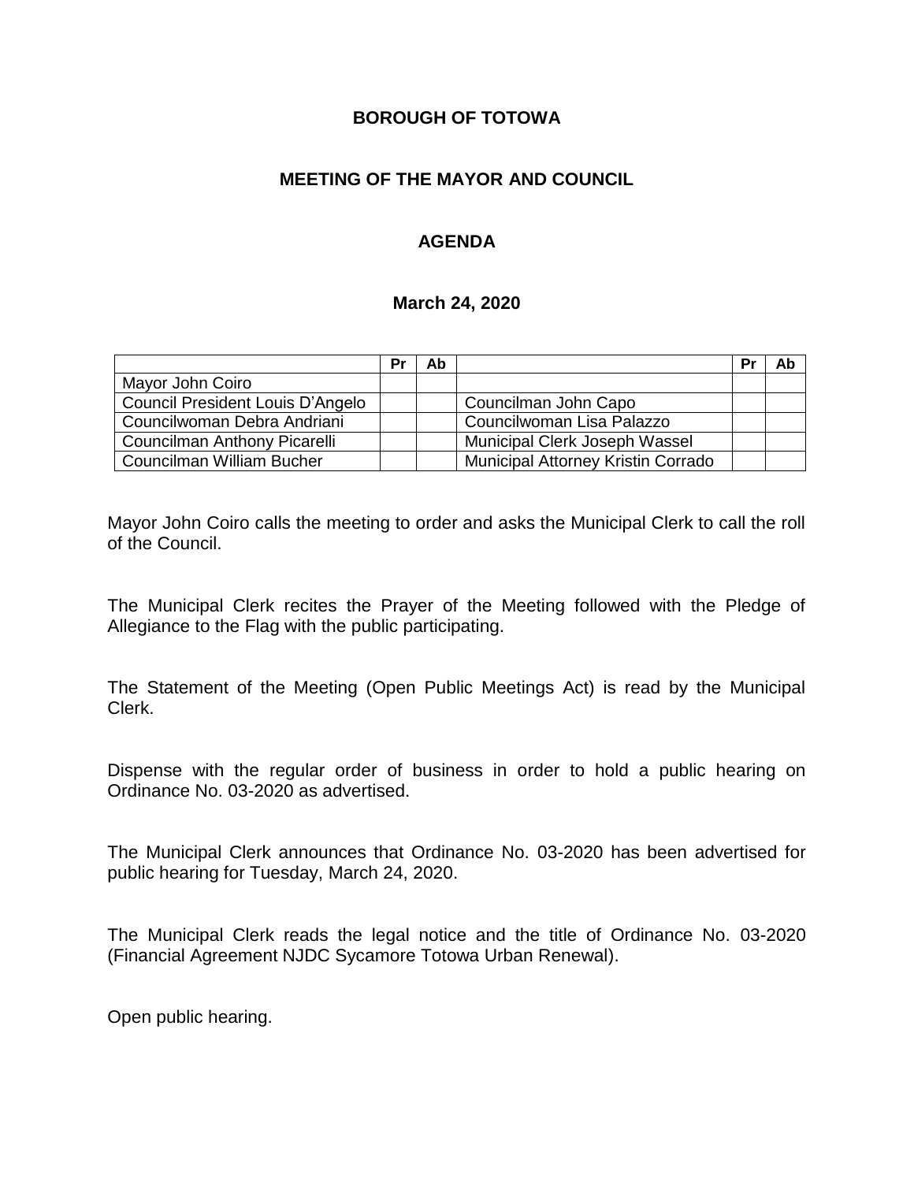# BOROUGH OF TOTOWA

## MEETING OF THE MAYOR AND COUNCIL

### AGENDA

**March 24, 2020**

| | Pr | Ab | | Pr | Ab |
|---|---|---|---|---|---|
| Mayor John Coiro | | | | | |
| Council President Louis D'Angelo | | | Councilman John Capo | | |
| Councilwoman Debra Andriani | | | Councilwoman Lisa Palazzo | | |
| Councilman Anthony Picarelli | | | Municipal Clerk Joseph Wassel | | |
| Councilman William Bucher | | | Municipal Attorney Kristin Corrado | | |

Mayor John Coiro calls the meeting to order and asks the Municipal Clerk to call the roll of the Council.

The Municipal Clerk recites the Prayer of the Meeting followed with the Pledge of Allegiance to the Flag with the public participating.

The Statement of the Meeting (Open Public Meetings Act) is read by the Municipal Clerk.

Dispense with the regular order of business in order to hold a public hearing on Ordinance No. 03-2020 as advertised.

The Municipal Clerk announces that Ordinance No. 03-2020 has been advertised for public hearing for Tuesday, March 24, 2020.

The Municipal Clerk reads the legal notice and the title of Ordinance No. 03-2020 (Financial Agreement NJDC Sycamore Totowa Urban Renewal).

Open public hearing.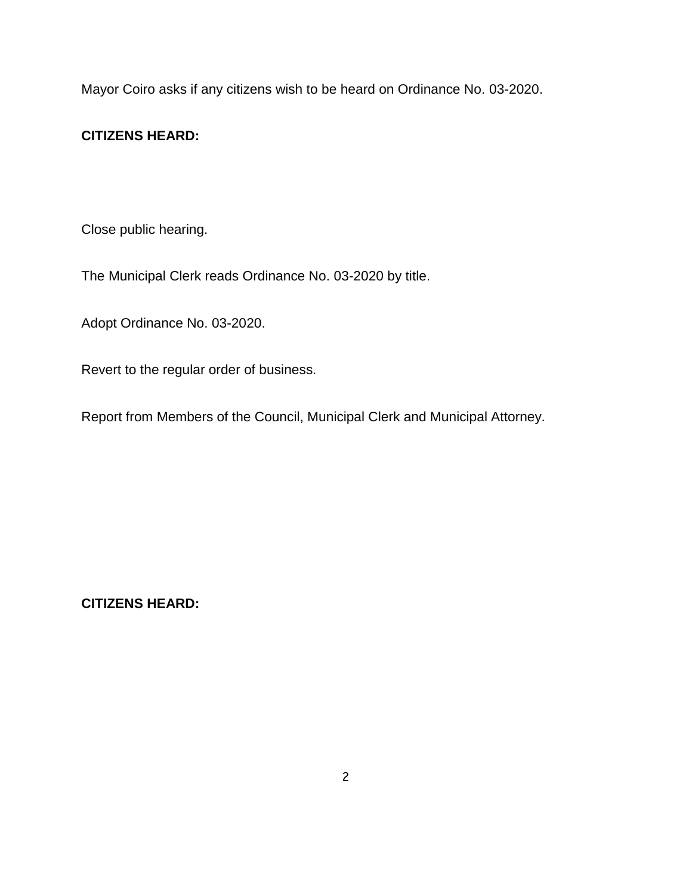Mayor Coiro asks if any citizens wish to be heard on Ordinance No. 03-2020.

**CITIZENS HEARD:**

Close public hearing.

The Municipal Clerk reads Ordinance No. 03-2020 by title.

Adopt Ordinance No. 03-2020.

Revert to the regular order of business.

Report from Members of the Council, Municipal Clerk and Municipal Attorney.

**CITIZENS HEARD:**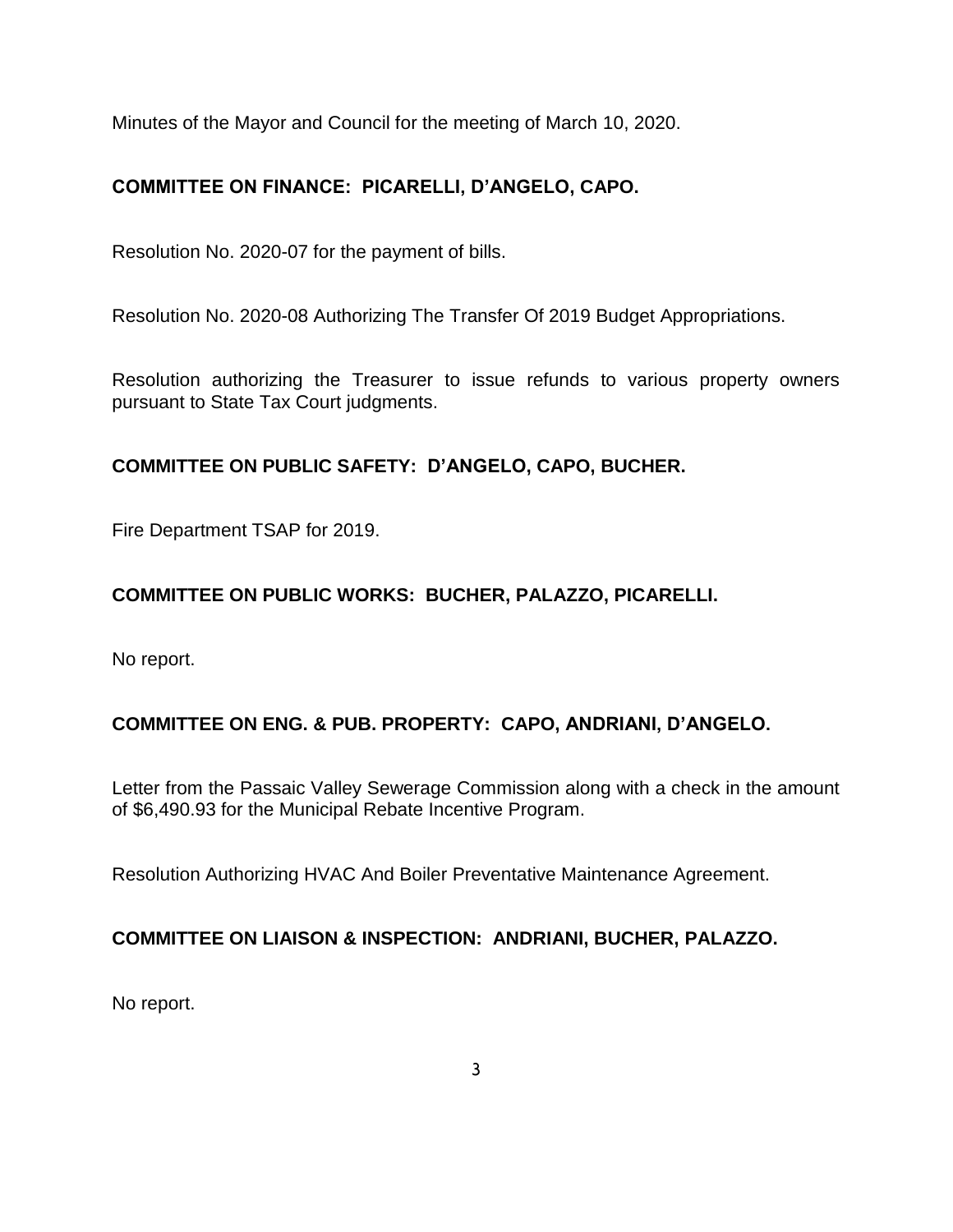Minutes of the Mayor and Council for the meeting of March 10, 2020.

**COMMITTEE ON FINANCE: PICARELLI, D'ANGELO, CAPO.**

Resolution No. 2020-07 for the payment of bills.

Resolution No. 2020-08 Authorizing The Transfer Of 2019 Budget Appropriations.

Resolution authorizing the Treasurer to issue refunds to various property owners pursuant to State Tax Court judgments.

**COMMITTEE ON PUBLIC SAFETY: D'ANGELO, CAPO, BUCHER.**

Fire Department TSAP for 2019.

**COMMITTEE ON PUBLIC WORKS: BUCHER, PALAZZO, PICARELLI.**

No report.

**COMMITTEE ON ENG. & PUB. PROPERTY: CAPO, ANDRIANI, D'ANGELO.**

Letter from the Passaic Valley Sewerage Commission along with a check in the amount of $6,490.93 for the Municipal Rebate Incentive Program.

Resolution Authorizing HVAC And Boiler Preventative Maintenance Agreement.

**COMMITTEE ON LIAISON & INSPECTION: ANDRIANI, BUCHER, PALAZZO.**

No report.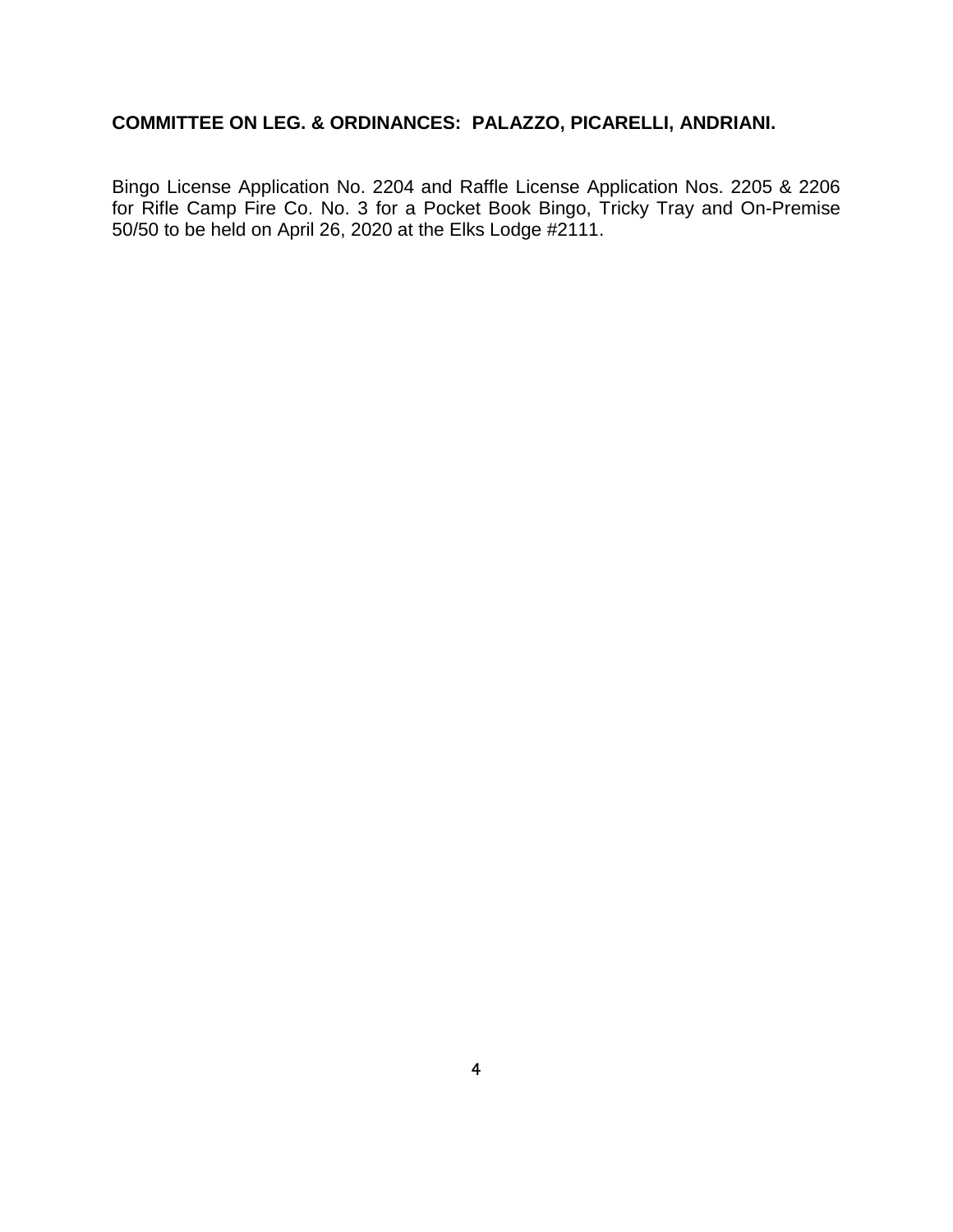**COMMITTEE ON LEG. & ORDINANCES: PALAZZO, PICARELLI, ANDRIANI.**

Bingo License Application No. 2204 and Raffle License Application Nos. 2205 & 2206 for Rifle Camp Fire Co. No. 3 for a Pocket Book Bingo, Tricky Tray and On-Premise 50/50 to be held on April 26, 2020 at the Elks Lodge #2111.